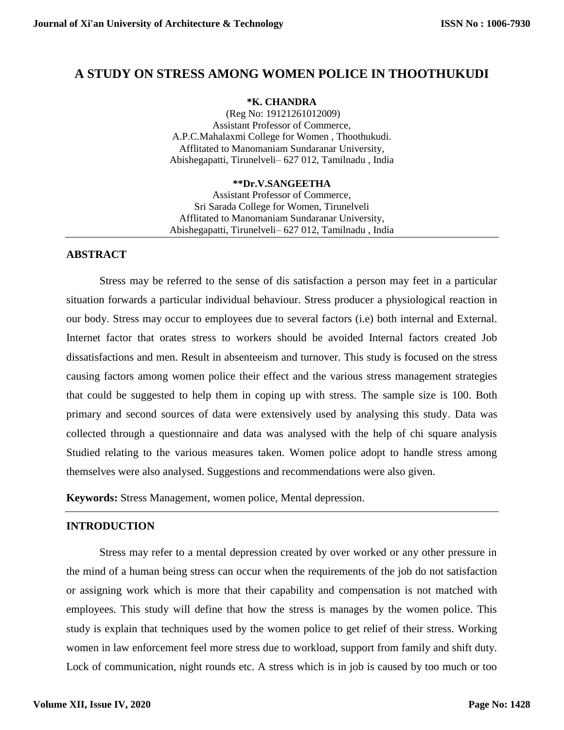# A STUDY ON STRESS AMONG WOMEN POLICE IN THOOTHUKUDI

**\*K. CHANDRA**

(Reg No: 19121261012009)
Assistant Professor of Commerce,
A.P.C.Mahalaxmi College for Women , Thoothukudi.
Afflitated to Manomaniam Sundaranar University,
Abishegapatti, Tirunelveli– 627 012, Tamilnadu , India

**\*\*Dr.V.SANGEETHA**

Assistant Professor of Commerce,
Sri Sarada College for Women, Tirunelveli
Afflitated to Manomaniam Sundaranar University,
Abishegapatti, Tirunelveli– 627 012, Tamilnadu , India

## ABSTRACT

Stress may be referred to the sense of dis satisfaction a person may feet in a particular situation forwards a particular individual behaviour. Stress producer a physiological reaction in our body. Stress may occur to employees due to several factors (i.e) both internal and External. Internet factor that orates stress to workers should be avoided Internal factors created Job dissatisfactions and men. Result in absenteeism and turnover. This study is focused on the stress causing factors among women police their effect and the various stress management strategies that could be suggested to help them in coping up with stress. The sample size is 100. Both primary and second sources of data were extensively used by analysing this study. Data was collected through a questionnaire and data was analysed with the help of chi square analysis Studied relating to the various measures taken. Women police adopt to handle stress among themselves were also analysed. Suggestions and recommendations were also given.

**Keywords:** Stress Management, women police, Mental depression.

## INTRODUCTION

Stress may refer to a mental depression created by over worked or any other pressure in the mind of a human being stress can occur when the requirements of the job do not satisfaction or assigning work which is more that their capability and compensation is not matched with employees. This study will define that how the stress is manages by the women police. This study is explain that techniques used by the women police to get relief of their stress. Working women in law enforcement feel more stress due to workload, support from family and shift duty. Lock of communication, night rounds etc. A stress which is in job is caused by too much or too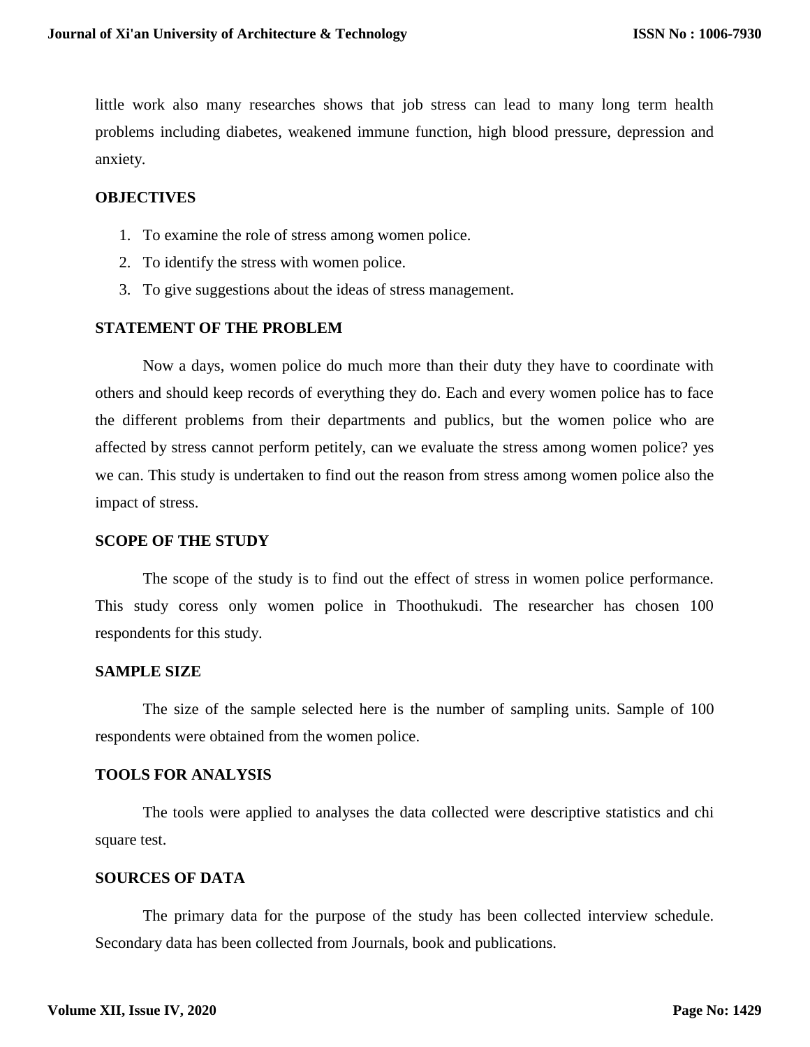little work also many researches shows that job stress can lead to many long term health problems including diabetes, weakened immune function, high blood pressure, depression and anxiety.

## OBJECTIVES

1. To examine the role of stress among women police.
2. To identify the stress with women police.
3. To give suggestions about the ideas of stress management.

## STATEMENT OF THE PROBLEM

Now a days, women police do much more than their duty they have to coordinate with others and should keep records of everything they do. Each and every women police has to face the different problems from their departments and publics, but the women police who are affected by stress cannot perform petitely, can we evaluate the stress among women police? yes we can. This study is undertaken to find out the reason from stress among women police also the impact of stress.

## SCOPE OF THE STUDY

The scope of the study is to find out the effect of stress in women police performance. This study coress only women police in Thoothukudi. The researcher has chosen 100 respondents for this study.

## SAMPLE SIZE

The size of the sample selected here is the number of sampling units. Sample of 100 respondents were obtained from the women police.

## TOOLS FOR ANALYSIS

The tools were applied to analyses the data collected were descriptive statistics and chi square test.

## SOURCES OF DATA

The primary data for the purpose of the study has been collected interview schedule. Secondary data has been collected from Journals, book and publications.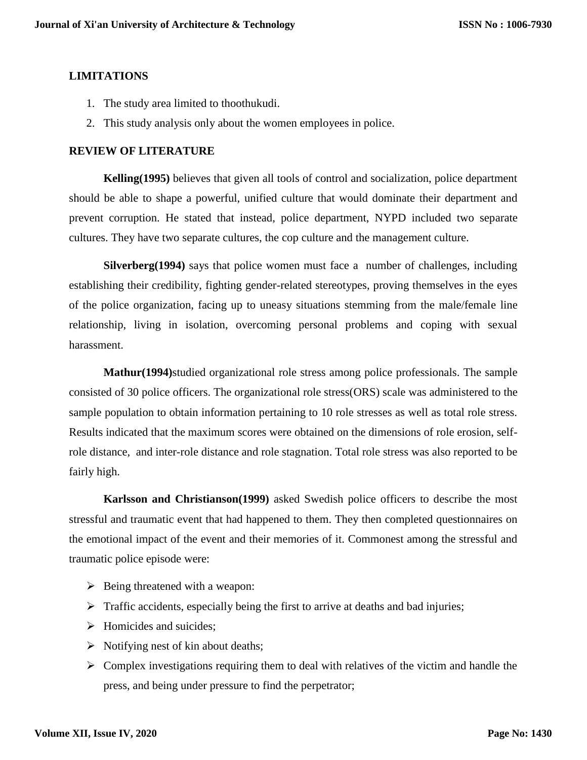## LIMITATIONS

1. The study area limited to thoothukudi.
2. This study analysis only about the women employees in police.

## REVIEW OF LITERATURE

**Kelling(1995)** believes that given all tools of control and socialization, police department should be able to shape a powerful, unified culture that would dominate their department and prevent corruption. He stated that instead, police department, NYPD included two separate cultures. They have two separate cultures, the cop culture and the management culture.

**Silverberg(1994)** says that police women must face a number of challenges, including establishing their credibility, fighting gender-related stereotypes, proving themselves in the eyes of the police organization, facing up to uneasy situations stemming from the male/female line relationship, living in isolation, overcoming personal problems and coping with sexual harassment.

**Mathur(1994)**studied organizational role stress among police professionals. The sample consisted of 30 police officers. The organizational role stress(ORS) scale was administered to the sample population to obtain information pertaining to 10 role stresses as well as total role stress. Results indicated that the maximum scores were obtained on the dimensions of role erosion, self-role distance, and inter-role distance and role stagnation. Total role stress was also reported to be fairly high.

**Karlsson and Christianson(1999)** asked Swedish police officers to describe the most stressful and traumatic event that had happened to them. They then completed questionnaires on the emotional impact of the event and their memories of it. Commonest among the stressful and traumatic police episode were:

- Being threatened with a weapon:
- Traffic accidents, especially being the first to arrive at deaths and bad injuries;
- Homicides and suicides;
- Notifying nest of kin about deaths;
- Complex investigations requiring them to deal with relatives of the victim and handle the press, and being under pressure to find the perpetrator;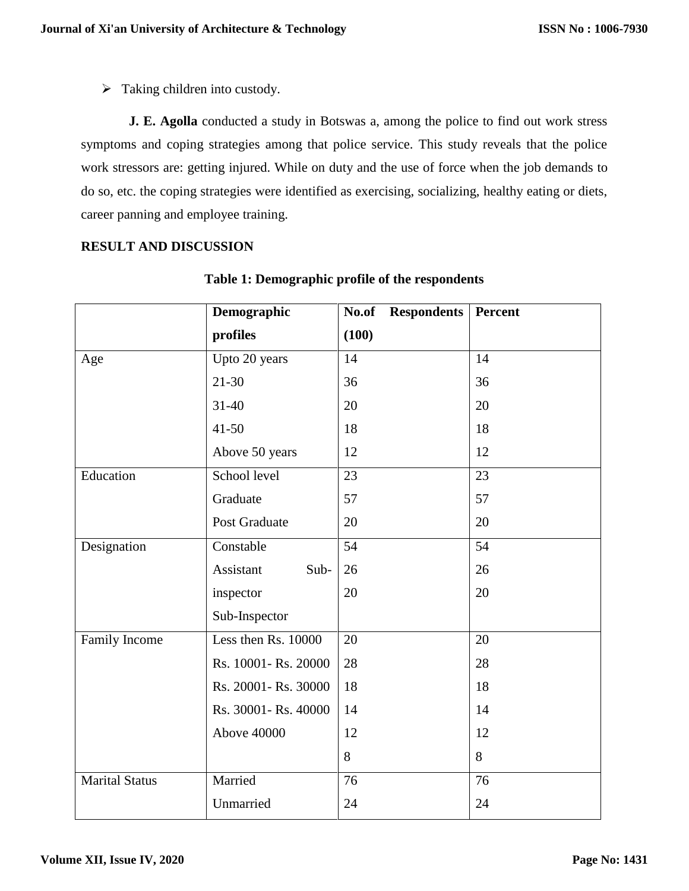- Taking children into custody.

**J. E. Agolla** conducted a study in Botswas a, among the police to find out work stress symptoms and coping strategies among that police service. This study reveals that the police work stressors are: getting injured. While on duty and the use of force when the job demands to do so, etc. the coping strategies were identified as exercising, socializing, healthy eating or diets, career panning and employee training.

**RESULT AND DISCUSSION**

**Table 1: Demographic profile of the respondents**

| | **Demographic profiles** | **No.of Respondents (100)** | **Percent** |
|---|---|---|---|
| Age | Upto 20 years | 14 | 14 |
| | 21-30 | 36 | 36 |
| | 31-40 | 20 | 20 |
| | 41-50 | 18 | 18 |
| | Above 50 years | 12 | 12 |
| Education | School level | 23 | 23 |
| | Graduate | 57 | 57 |
| | Post Graduate | 20 | 20 |
| Designation | Constable | 54 | 54 |
| | Assistant Sub-inspector | 26 | 26 |
| | Sub-Inspector | 20 | 20 |
| Family Income | Less then Rs. 10000 | 20 | 20 |
| | Rs. 10001- Rs. 20000 | 28 | 28 |
| | Rs. 20001- Rs. 30000 | 18 | 18 |
| | Rs. 30001- Rs. 40000 | 14 | 14 |
| | Above 40000 | 12 | 12 |
| | | 8 | 8 |
| Marital Status | Married | 76 | 76 |
| | Unmarried | 24 | 24 |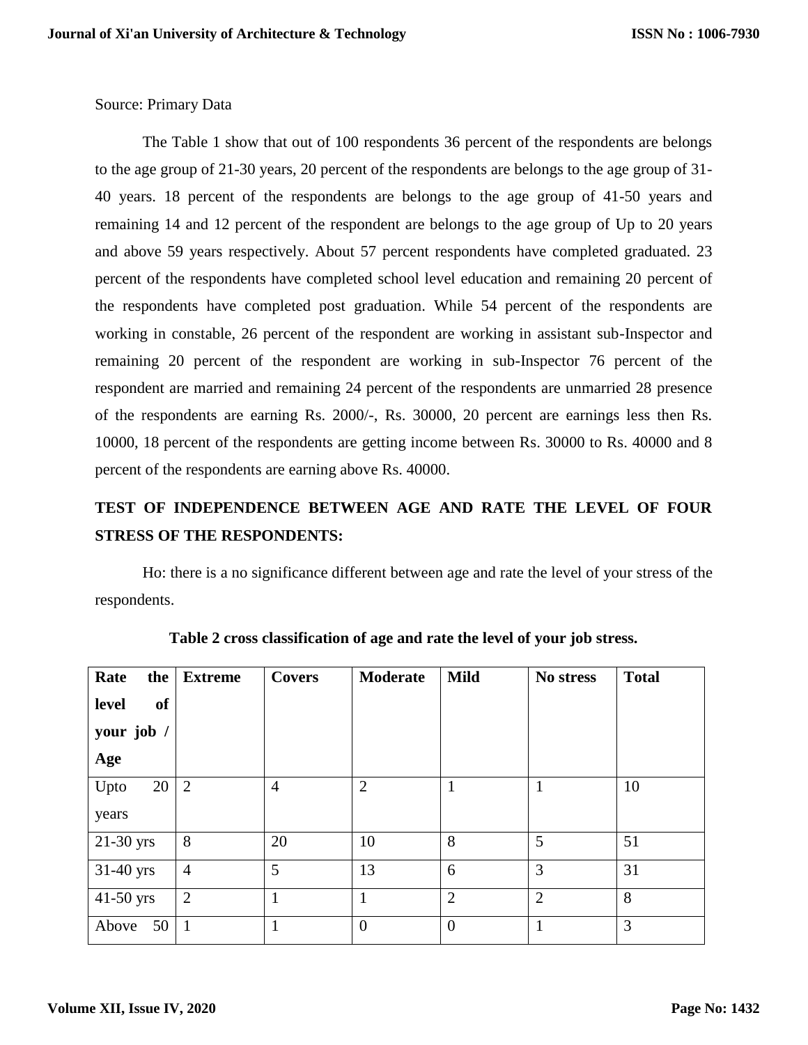Source: Primary Data

The Table 1 show that out of 100 respondents 36 percent of the respondents are belongs to the age group of 21-30 years, 20 percent of the respondents are belongs to the age group of 31-40 years. 18 percent of the respondents are belongs to the age group of 41-50 years and remaining 14 and 12 percent of the respondent are belongs to the age group of Up to 20 years and above 59 years respectively. About 57 percent respondents have completed graduated. 23 percent of the respondents have completed school level education and remaining 20 percent of the respondents have completed post graduation. While 54 percent of the respondents are working in constable, 26 percent of the respondent are working in assistant sub-Inspector and remaining 20 percent of the respondent are working in sub-Inspector 76 percent of the respondent are married and remaining 24 percent of the respondents are unmarried 28 presence of the respondents are earning Rs. 2000/-, Rs. 30000, 20 percent are earnings less then Rs. 10000, 18 percent of the respondents are getting income between Rs. 30000 to Rs. 40000 and 8 percent of the respondents are earning above Rs. 40000.

## TEST OF INDEPENDENCE BETWEEN AGE AND RATE THE LEVEL OF FOUR STRESS OF THE RESPONDENTS:

Ho: there is a no significance different between age and rate the level of your stress of the respondents.

**Table 2 cross classification of age and rate the level of your job stress.**

| Rate the level of your job / Age | Extreme | Covers | Moderate | Mild | No stress | Total |
|---|---|---|---|---|---|---|
| Upto 20 years | 2 | 4 | 2 | 1 | 1 | 10 |
| 21-30 yrs | 8 | 20 | 10 | 8 | 5 | 51 |
| 31-40 yrs | 4 | 5 | 13 | 6 | 3 | 31 |
| 41-50 yrs | 2 | 1 | 1 | 2 | 2 | 8 |
| Above 50 | 1 | 1 | 0 | 0 | 1 | 3 |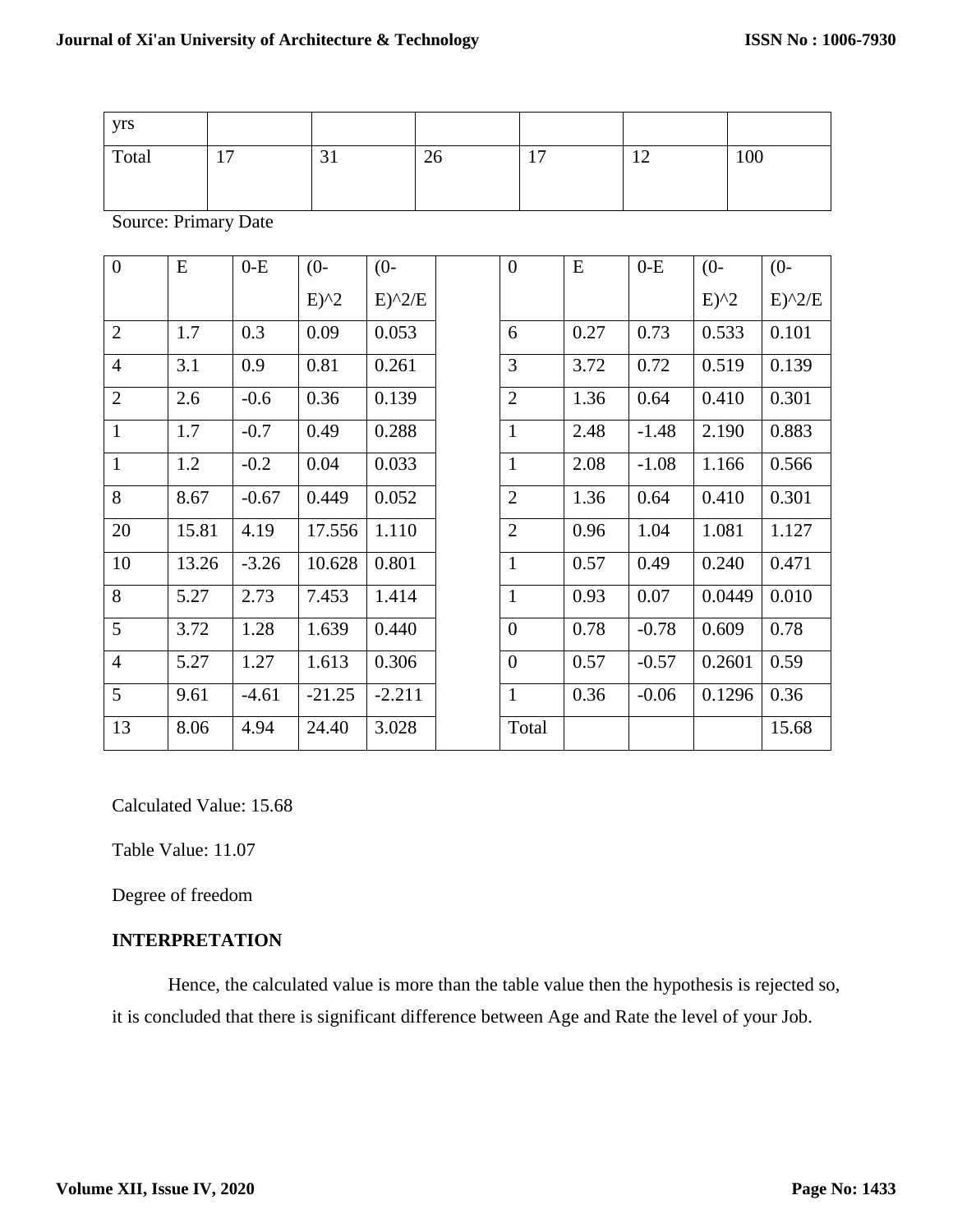| yrs | | | | | | |
|---|---|---|---|---|---|---|
| Total | 17 | 31 | 26 | 17 | 12 | 100 |

Source: Primary Date

| 0 | E | 0-E | (0-E)^2 | (0-E)^2/E | | 0 | E | 0-E | (0-E)^2 | (0-E)^2/E |
|---|---|---|---|---|---|---|---|---|---|---|
| 2 | 1.7 | 0.3 | 0.09 | 0.053 | | 6 | 0.27 | 0.73 | 0.533 | 0.101 |
| 4 | 3.1 | 0.9 | 0.81 | 0.261 | | 3 | 3.72 | 0.72 | 0.519 | 0.139 |
| 2 | 2.6 | -0.6 | 0.36 | 0.139 | | 2 | 1.36 | 0.64 | 0.410 | 0.301 |
| 1 | 1.7 | -0.7 | 0.49 | 0.288 | | 1 | 2.48 | -1.48 | 2.190 | 0.883 |
| 1 | 1.2 | -0.2 | 0.04 | 0.033 | | 1 | 2.08 | -1.08 | 1.166 | 0.566 |
| 8 | 8.67 | -0.67 | 0.449 | 0.052 | | 2 | 1.36 | 0.64 | 0.410 | 0.301 |
| 20 | 15.81 | 4.19 | 17.556 | 1.110 | | 2 | 0.96 | 1.04 | 1.081 | 1.127 |
| 10 | 13.26 | -3.26 | 10.628 | 0.801 | | 1 | 0.57 | 0.49 | 0.240 | 0.471 |
| 8 | 5.27 | 2.73 | 7.453 | 1.414 | | 1 | 0.93 | 0.07 | 0.0449 | 0.010 |
| 5 | 3.72 | 1.28 | 1.639 | 0.440 | | 0 | 0.78 | -0.78 | 0.609 | 0.78 |
| 4 | 5.27 | 1.27 | 1.613 | 0.306 | | 0 | 0.57 | -0.57 | 0.2601 | 0.59 |
| 5 | 9.61 | -4.61 | -21.25 | -2.211 | | 1 | 0.36 | -0.06 | 0.1296 | 0.36 |
| 13 | 8.06 | 4.94 | 24.40 | 3.028 | | Total | | | | 15.68 |

Calculated Value: 15.68

Table Value: 11.07

Degree of freedom

**INTERPRETATION**

Hence, the calculated value is more than the table value then the hypothesis is rejected so, it is concluded that there is significant difference between Age and Rate the level of your Job.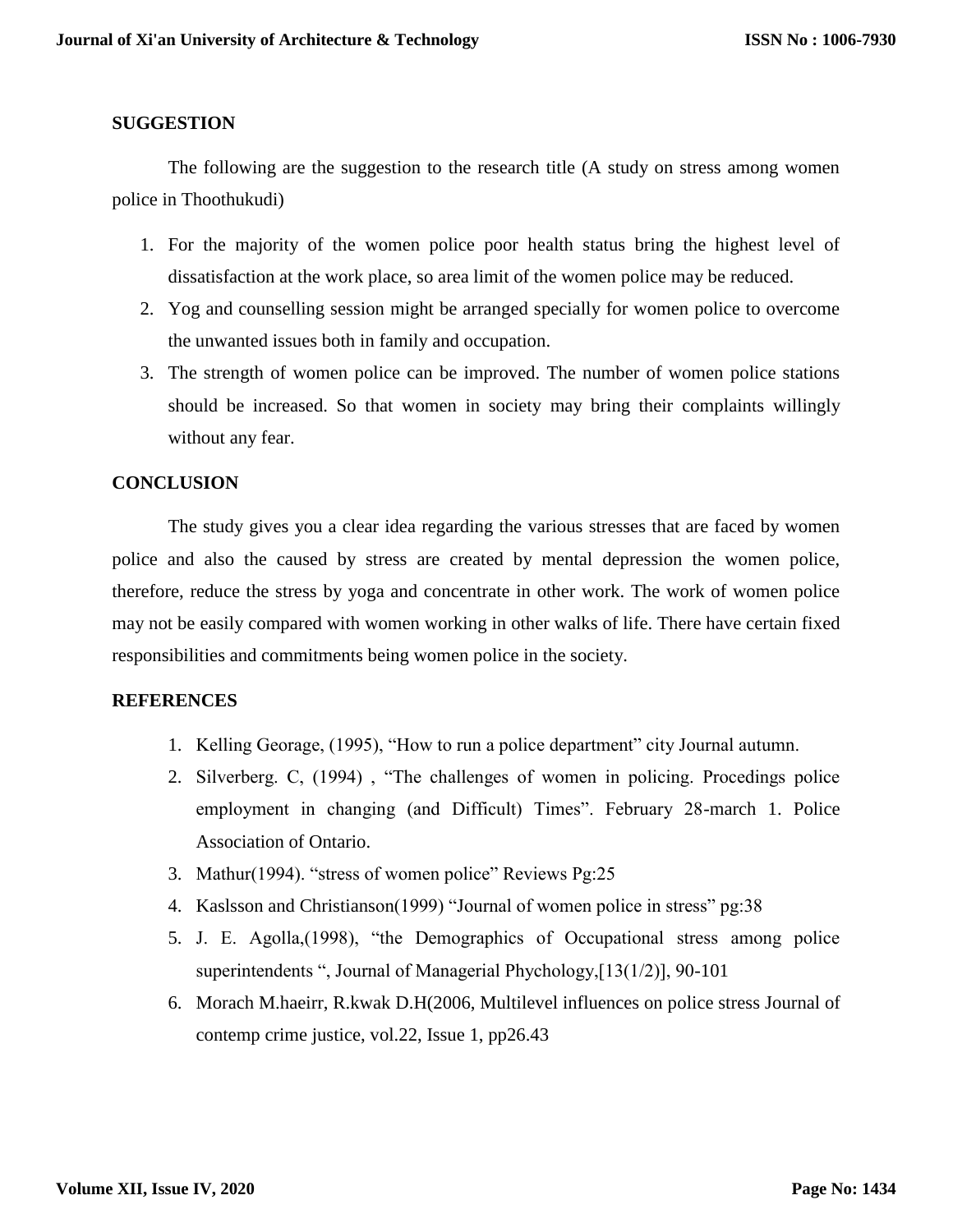## SUGGESTION

The following are the suggestion to the research title (A study on stress among women police in Thoothukudi)

1. For the majority of the women police poor health status bring the highest level of dissatisfaction at the work place, so area limit of the women police may be reduced.
2. Yog and counselling session might be arranged specially for women police to overcome the unwanted issues both in family and occupation.
3. The strength of women police can be improved. The number of women police stations should be increased. So that women in society may bring their complaints willingly without any fear.

## CONCLUSION

The study gives you a clear idea regarding the various stresses that are faced by women police and also the caused by stress are created by mental depression the women police, therefore, reduce the stress by yoga and concentrate in other work. The work of women police may not be easily compared with women working in other walks of life. There have certain fixed responsibilities and commitments being women police in the society.

## REFERENCES

1. Kelling Georage, (1995), "How to run a police department" city Journal autumn.
2. Silverberg. C, (1994) , "The challenges of women in policing. Procedings police employment in changing (and Difficult) Times". February 28-march 1. Police Association of Ontario.
3. Mathur(1994). "stress of women police" Reviews Pg:25
4. Kaslsson and Christianson(1999) "Journal of women police in stress" pg:38
5. J. E. Agolla,(1998), "the Demographics of Occupational stress among police superintendents ", Journal of Managerial Phychology,[13(1/2)], 90-101
6. Morach M.haeirr, R.kwak D.H(2006, Multilevel influences on police stress Journal of contemp crime justice, vol.22, Issue 1, pp26.43